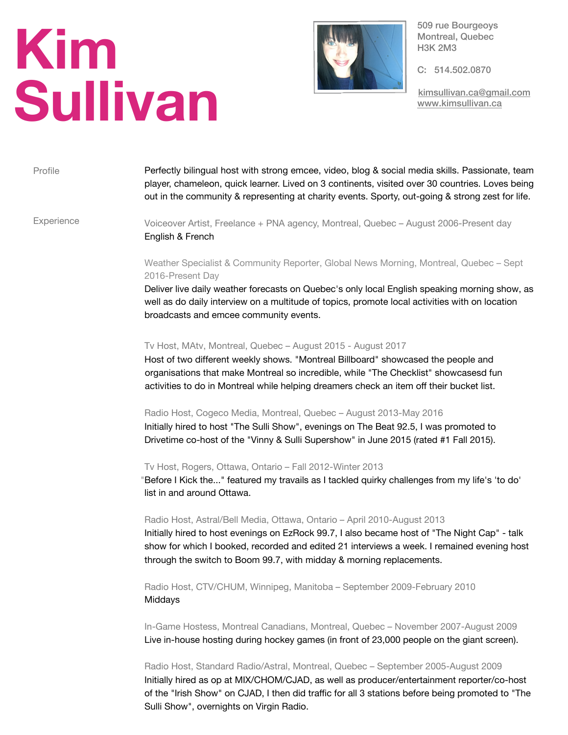# Kim Sullivan

509 rue Bourgeoys
Montreal, Quebec
H3K 2M3

C: 514.502.0870

kimsullivan.ca@gmail.com
www.kimsullivan.ca

## Profile

Perfectly bilingual host with strong emcee, video, blog & social media skills. Passionate, team player, chameleon, quick learner. Lived on 3 continents, visited over 30 countries. Loves being out in the community & representing at charity events. Sporty, out-going & strong zest for life.

## Experience

Voiceover Artist, Freelance + PNA agency, Montreal, Quebec – August 2006-Present day
English & French

Weather Specialist & Community Reporter, Global News Morning, Montreal, Quebec – Sept 2016-Present Day
Deliver live daily weather forecasts on Quebec's only local English speaking morning show, as well as do daily interview on a multitude of topics, promote local activities with on location broadcasts and emcee community events.

Tv Host, MAtv, Montreal, Quebec – August 2015 - August 2017
Host of two different weekly shows. "Montreal Billboard" showcased the people and organisations that make Montreal so incredible, while "The Checklist" showcasesd fun activities to do in Montreal while helping dreamers check an item off their bucket list.

Radio Host, Cogeco Media, Montreal, Quebec – August 2013-May 2016
Initially hired to host "The Sulli Show", evenings on The Beat 92.5, I was promoted to Drivetime co-host of the "Vinny & Sulli Supershow" in June 2015 (rated #1 Fall 2015).

Tv Host, Rogers, Ottawa, Ontario – Fall 2012-Winter 2013
"Before I Kick the..." featured my travails as I tackled quirky challenges from my life's 'to do' list in and around Ottawa.

Radio Host, Astral/Bell Media, Ottawa, Ontario – April 2010-August 2013
Initially hired to host evenings on EzRock 99.7, I also became host of "The Night Cap" - talk show for which I booked, recorded and edited 21 interviews a week. I remained evening host through the switch to Boom 99.7, with midday & morning replacements.

Radio Host, CTV/CHUM, Winnipeg, Manitoba – September 2009-February 2010
Middays

In-Game Hostess, Montreal Canadians, Montreal, Quebec – November 2007-August 2009
Live in-house hosting during hockey games (in front of 23,000 people on the giant screen).

Radio Host, Standard Radio/Astral, Montreal, Quebec – September 2005-August 2009
Initially hired as op at MIX/CHOM/CJAD, as well as producer/entertainment reporter/co-host of the "Irish Show" on CJAD, I then did traffic for all 3 stations before being promoted to "The Sulli Show", overnights on Virgin Radio.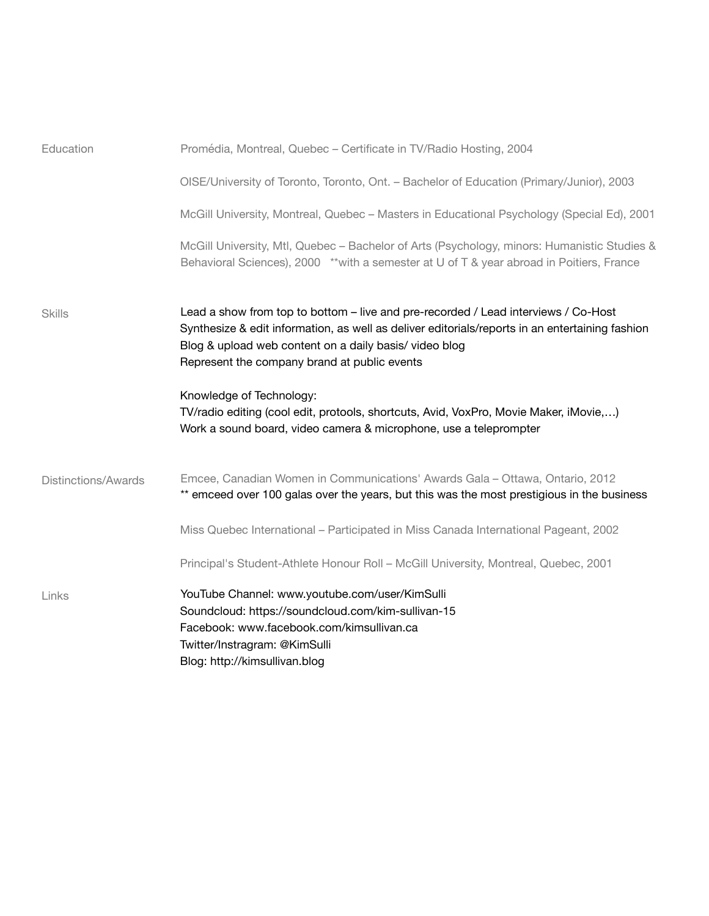## Education

Promédia, Montreal, Quebec – Certificate in TV/Radio Hosting, 2004

OISE/University of Toronto, Toronto, Ont. – Bachelor of Education (Primary/Junior), 2003

McGill University, Montreal, Quebec – Masters in Educational Psychology (Special Ed), 2001

McGill University, Mtl, Quebec – Bachelor of Arts (Psychology, minors: Humanistic Studies & Behavioral Sciences), 2000 **with a semester at U of T & year abroad in Poitiers, France

## Skills

Lead a show from top to bottom – live and pre-recorded / Lead interviews / Co-Host
Synthesize & edit information, as well as deliver editorials/reports in an entertaining fashion
Blog & upload web content on a daily basis/ video blog
Represent the company brand at public events

Knowledge of Technology:
TV/radio editing (cool edit, protools, shortcuts, Avid, VoxPro, Movie Maker, iMovie,…)
Work a sound board, video camera & microphone, use a teleprompter

## Distinctions/Awards

Emcee, Canadian Women in Communications' Awards Gala – Ottawa, Ontario, 2012
** emceed over 100 galas over the years, but this was the most prestigious in the business

Miss Quebec International – Participated in Miss Canada International Pageant, 2002

Principal's Student-Athlete Honour Roll – McGill University, Montreal, Quebec, 2001

## Links

YouTube Channel: www.youtube.com/user/KimSulli
Soundcloud: https://soundcloud.com/kim-sullivan-15
Facebook: www.facebook.com/kimsullivan.ca
Twitter/Instragram: @KimSulli
Blog: http://kimsullivan.blog